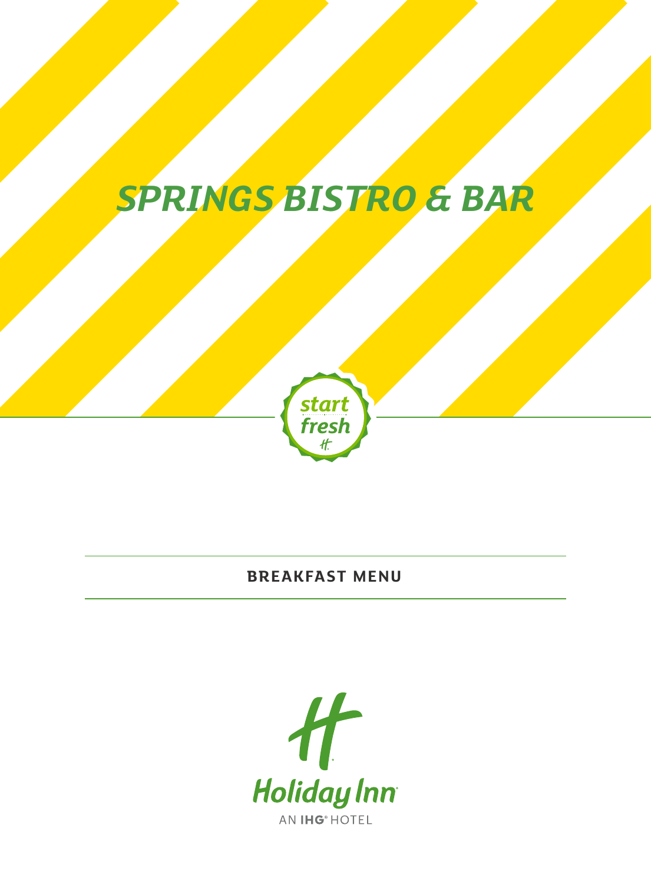# SPRINGS BISTRO & BAR

start fresh

## BREAKFAST MENU

Holiday Inn

AN IHG® HOTEL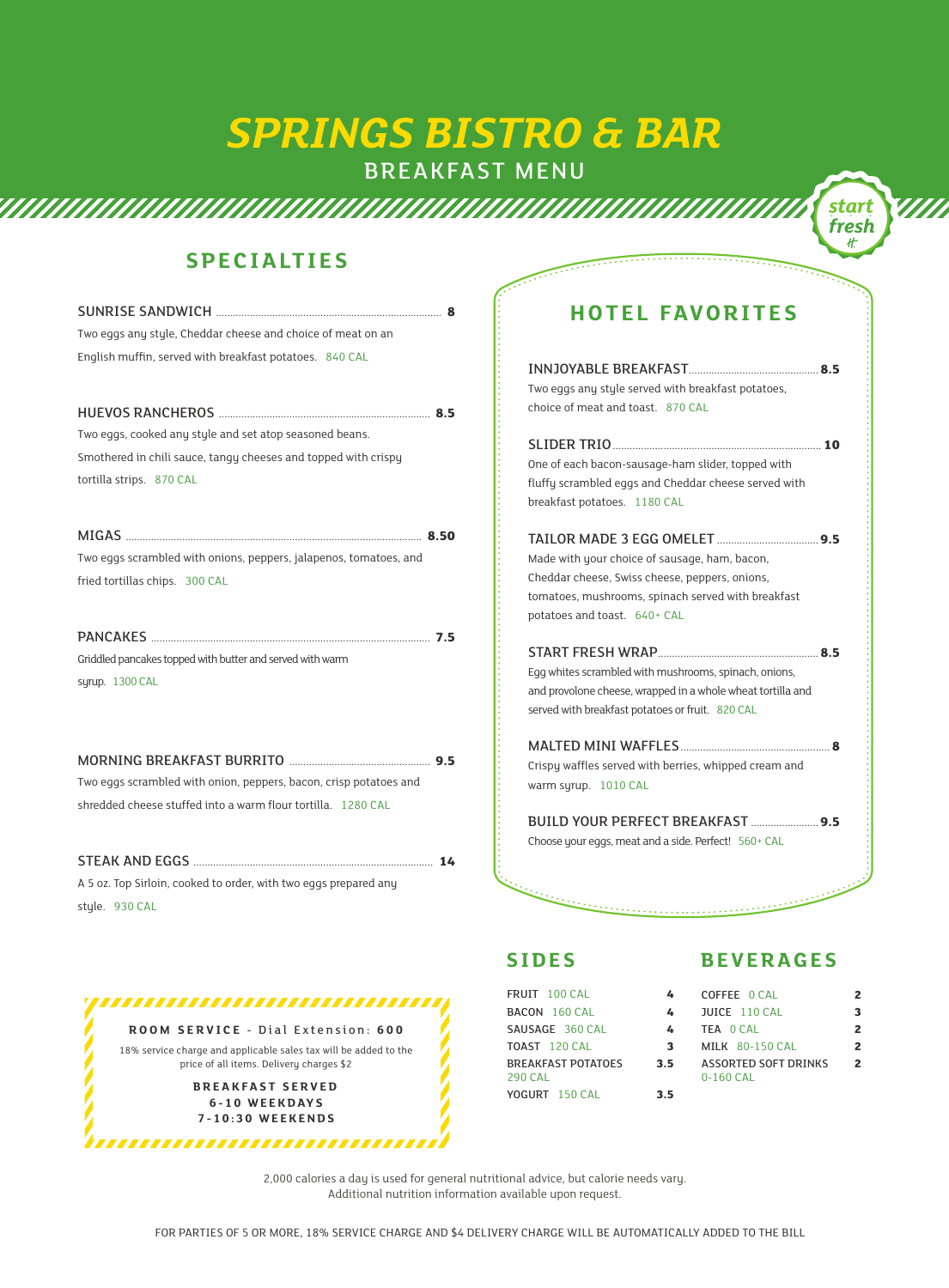# SPRINGS BISTRO & BAR

BREAKFAST MENU

start fresh

## SPECIALTIES

**SUNRISE SANDWICH** ........ **8**
Two eggs any style, Cheddar cheese and choice of meat on an English muffin, served with breakfast potatoes. 840 CAL

**HUEVOS RANCHEROS** ........ **8.5**
Two eggs, cooked any style and set atop seasoned beans. Smothered in chili sauce, tangy cheeses and topped with crispy tortilla strips. 870 CAL

**MIGAS** ........ **8.50**
Two eggs scrambled with onions, peppers, jalapenos, tomatoes, and fried tortillas chips. 300 CAL

**PANCAKES** ........ **7.5**
Griddled pancakes topped with butter and served with warm syrup. 1300 CAL

**MORNING BREAKFAST BURRITO** ........ **9.5**
Two eggs scrambled with onion, peppers, bacon, crisp potatoes and shredded cheese stuffed into a warm flour tortilla. 1280 CAL

**STEAK AND EGGS** ........ **14**
A 5 oz. Top Sirloin, cooked to order, with two eggs prepared any style. 930 CAL

## HOTEL FAVORITES

**INNJOYABLE BREAKFAST** ........ **8.5**
Two eggs any style served with breakfast potatoes, choice of meat and toast. 870 CAL

**SLIDER TRIO** ........ **10**
One of each bacon-sausage-ham slider, topped with fluffy scrambled eggs and Cheddar cheese served with breakfast potatoes. 1180 CAL

**TAILOR MADE 3 EGG OMELET** ........ **9.5**
Made with your choice of sausage, ham, bacon, Cheddar cheese, Swiss cheese, peppers, onions, tomatoes, mushrooms, spinach served with breakfast potatoes and toast. 640+ CAL

**START FRESH WRAP** ........ **8.5**
Egg whites scrambled with mushrooms, spinach, onions, and provolone cheese, wrapped in a whole wheat tortilla and served with breakfast potatoes or fruit. 820 CAL

**MALTED MINI WAFFLES** ........ **8**
Crispy waffles served with berries, whipped cream and warm syrup. 1010 CAL

**BUILD YOUR PERFECT BREAKFAST** ........ **9.5**
Choose your eggs, meat and a side. Perfect! 560+ CAL

## SIDES

| | |
|---|---|
| FRUIT 100 CAL | 4 |
| BACON 160 CAL | 4 |
| SAUSAGE 360 CAL | 4 |
| TOAST 120 CAL | 3 |
| BREAKFAST POTATOES 290 CAL | 3.5 |
| YOGURT 150 CAL | 3.5 |

## BEVERAGES

| | |
|---|---|
| COFFEE 0 CAL | 2 |
| JUICE 110 CAL | 3 |
| TEA 0 CAL | 2 |
| MILK 80-150 CAL | 2 |
| ASSORTED SOFT DRINKS 0-160 CAL | 2 |

**ROOM SERVICE** - Dial Extension: **600**

18% service charge and applicable sales tax will be added to the price of all items. Delivery charges $2

**BREAKFAST SERVED**
**6-10 WEEKDAYS**
**7-10:30 WEEKENDS**

2,000 calories a day is used for general nutritional advice, but calorie needs vary. Additional nutrition information available upon request.

FOR PARTIES OF 5 OR MORE, 18% SERVICE CHARGE AND $4 DELIVERY CHARGE WILL BE AUTOMATICALLY ADDED TO THE BILL